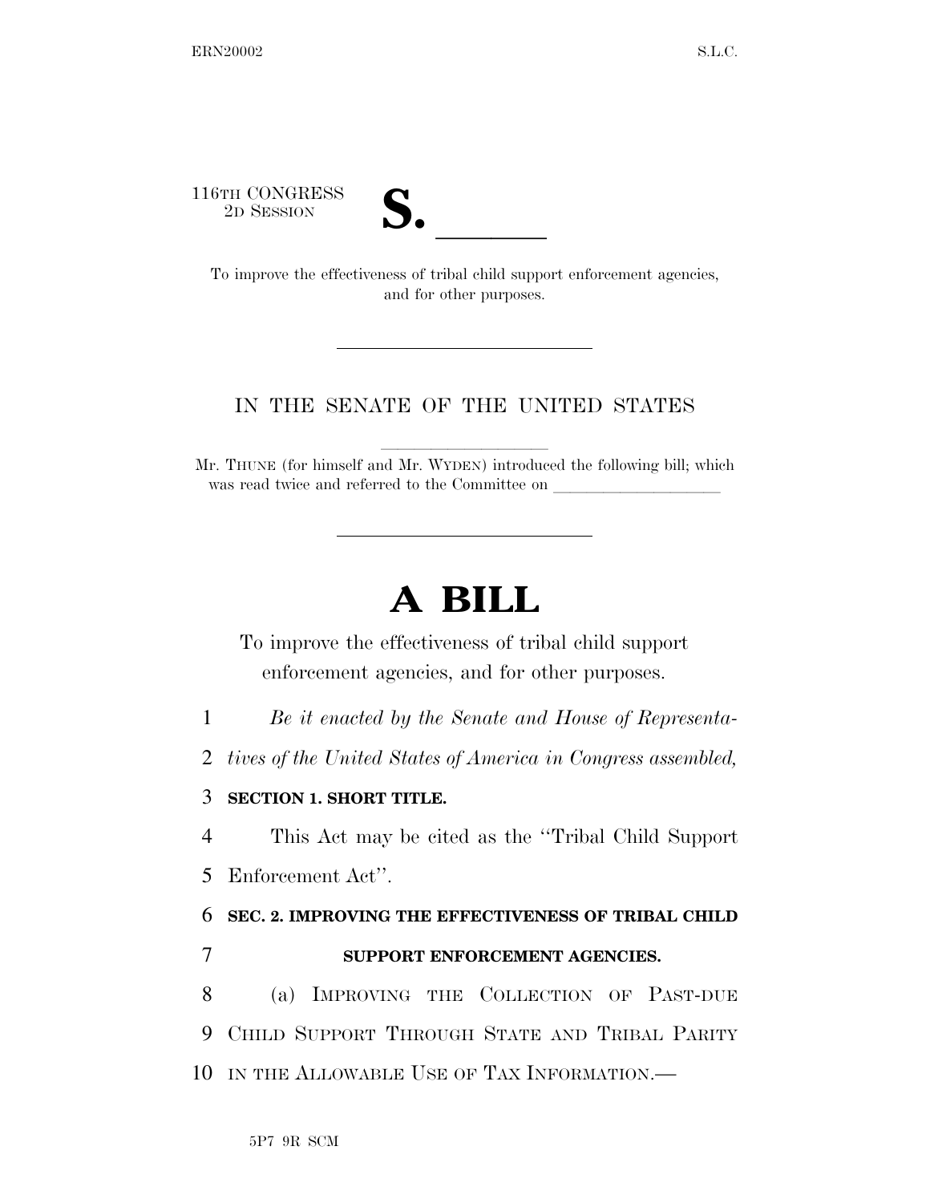116TH CONGRESS
2D SESSION

# S. ______

To improve the effectiveness of tribal child support enforcement agencies, and for other purposes.

---

IN THE SENATE OF THE UNITED STATES

Mr. THUNE (for himself and Mr. WYDEN) introduced the following bill; which was read twice and referred to the Committee on ______________

---

# A BILL

To improve the effectiveness of tribal child support enforcement agencies, and for other purposes.

1 *Be it enacted by the Senate and House of Representa-*
2 *tives of the United States of America in Congress assembled,*

3 **SECTION 1. SHORT TITLE.**

4 This Act may be cited as the ''Tribal Child Support
5 Enforcement Act''.

6 **SEC. 2. IMPROVING THE EFFECTIVENESS OF TRIBAL CHILD**
7 **SUPPORT ENFORCEMENT AGENCIES.**

8 (a) IMPROVING THE COLLECTION OF PAST-DUE
9 CHILD SUPPORT THROUGH STATE AND TRIBAL PARITY
10 IN THE ALLOWABLE USE OF TAX INFORMATION.—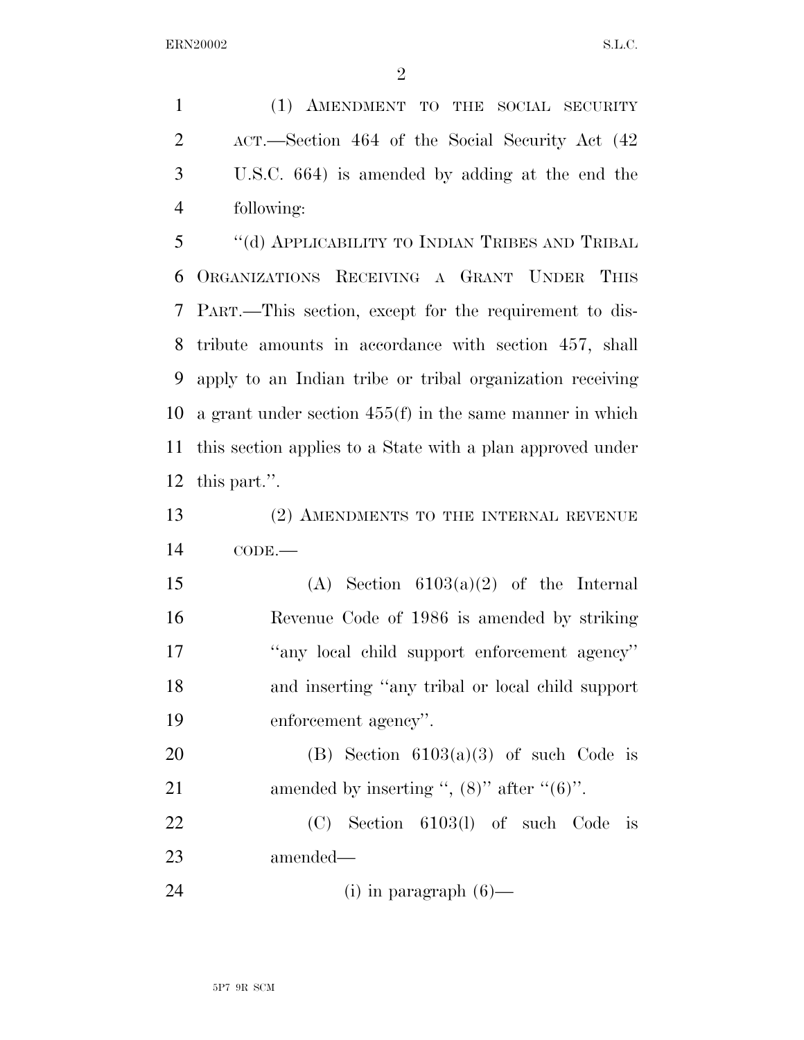(1) AMENDMENT TO THE SOCIAL SECURITY ACT.—Section 464 of the Social Security Act (42 U.S.C. 664) is amended by adding at the end the following:

"(d) APPLICABILITY TO INDIAN TRIBES AND TRIBAL ORGANIZATIONS RECEIVING A GRANT UNDER THIS PART.—This section, except for the requirement to distribute amounts in accordance with section 457, shall apply to an Indian tribe or tribal organization receiving a grant under section 455(f) in the same manner in which this section applies to a State with a plan approved under this part.".

(2) AMENDMENTS TO THE INTERNAL REVENUE CODE.—

(A) Section 6103(a)(2) of the Internal Revenue Code of 1986 is amended by striking "any local child support enforcement agency" and inserting "any tribal or local child support enforcement agency".

(B) Section 6103(a)(3) of such Code is amended by inserting ", (8)" after "(6)".

(C) Section 6103(l) of such Code is amended—

(i) in paragraph (6)—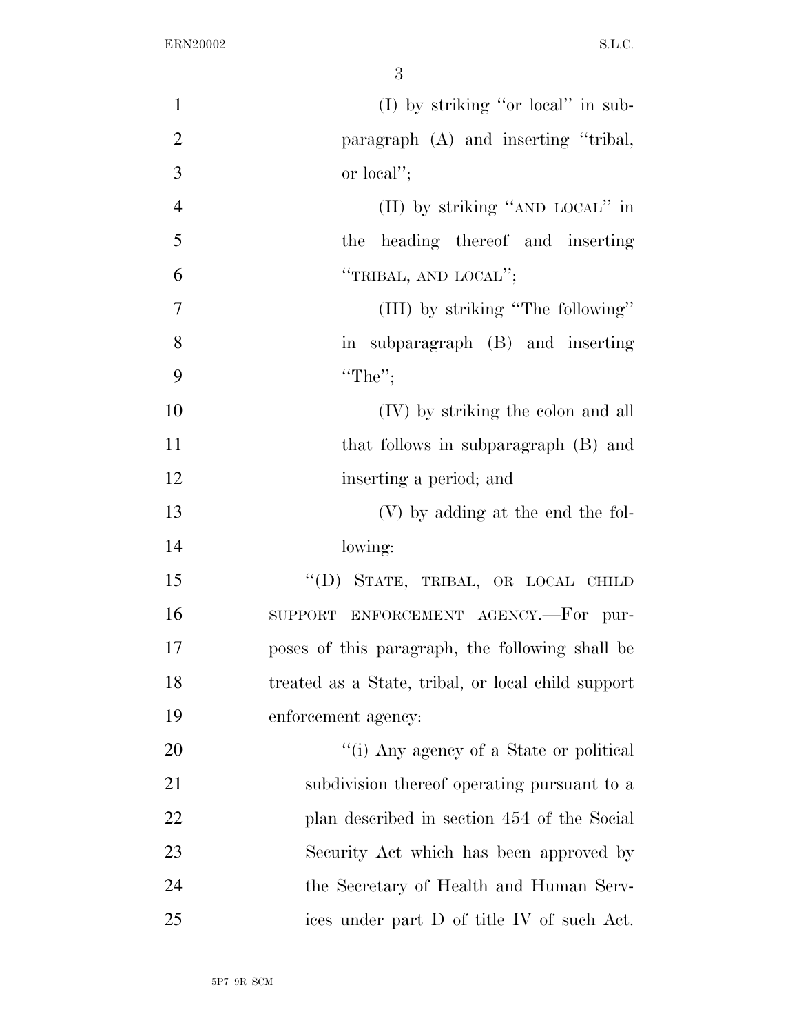(I) by striking "or local" in subparagraph (A) and inserting "tribal, or local";

(II) by striking "AND LOCAL" in the heading thereof and inserting "TRIBAL, AND LOCAL";

(III) by striking "The following" in subparagraph (B) and inserting "The";

(IV) by striking the colon and all that follows in subparagraph (B) and inserting a period; and

(V) by adding at the end the following:

"(D) STATE, TRIBAL, OR LOCAL CHILD SUPPORT ENFORCEMENT AGENCY.—For purposes of this paragraph, the following shall be treated as a State, tribal, or local child support enforcement agency:

"(i) Any agency of a State or political subdivision thereof operating pursuant to a plan described in section 454 of the Social Security Act which has been approved by the Secretary of Health and Human Services under part D of title IV of such Act.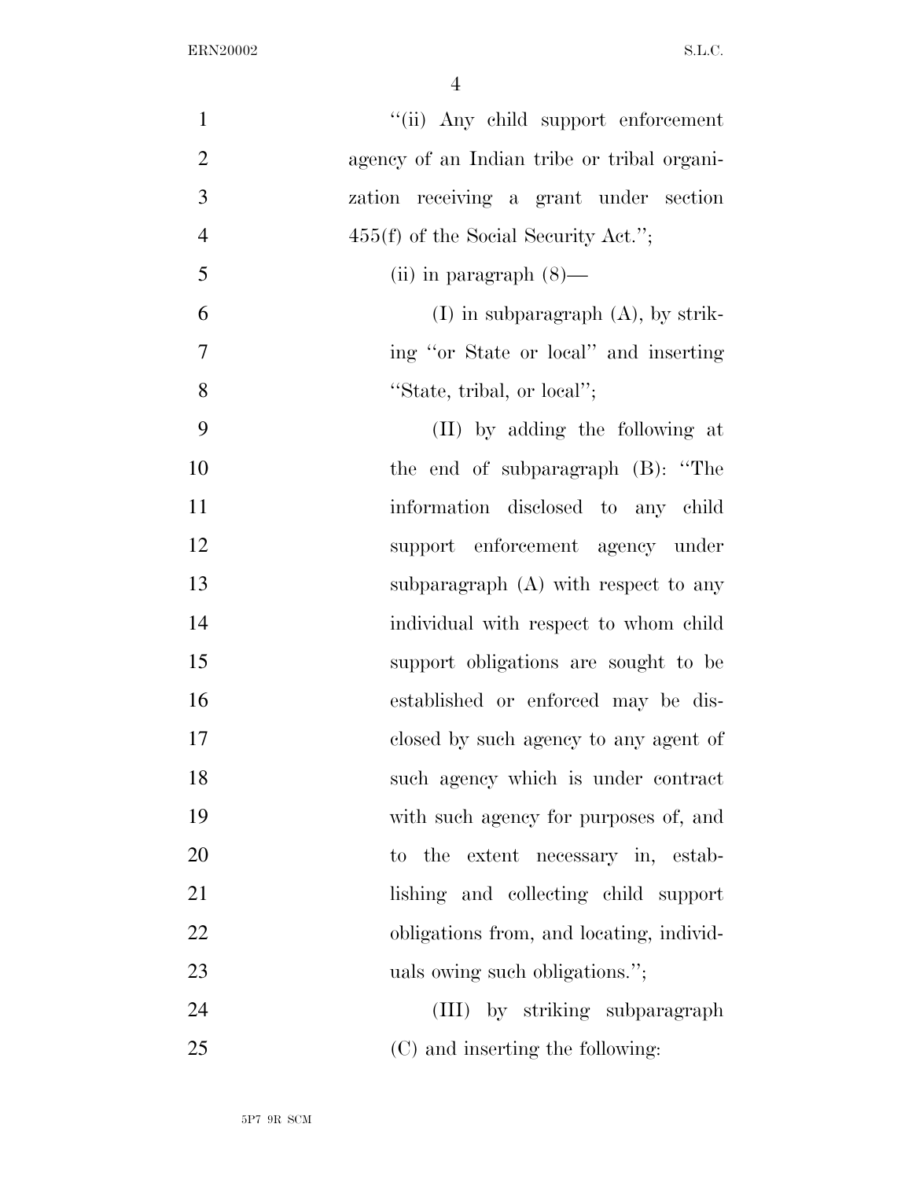"(ii) Any child support enforcement agency of an Indian tribe or tribal organization receiving a grant under section 455(f) of the Social Security Act.";

(ii) in paragraph (8)—

(I) in subparagraph (A), by striking "or State or local" and inserting "State, tribal, or local";

(II) by adding the following at the end of subparagraph (B): "The information disclosed to any child support enforcement agency under subparagraph (A) with respect to any individual with respect to whom child support obligations are sought to be established or enforced may be disclosed by such agency to any agent of such agency which is under contract with such agency for purposes of, and to the extent necessary in, establishing and collecting child support obligations from, and locating, individuals owing such obligations.";

(III) by striking subparagraph (C) and inserting the following: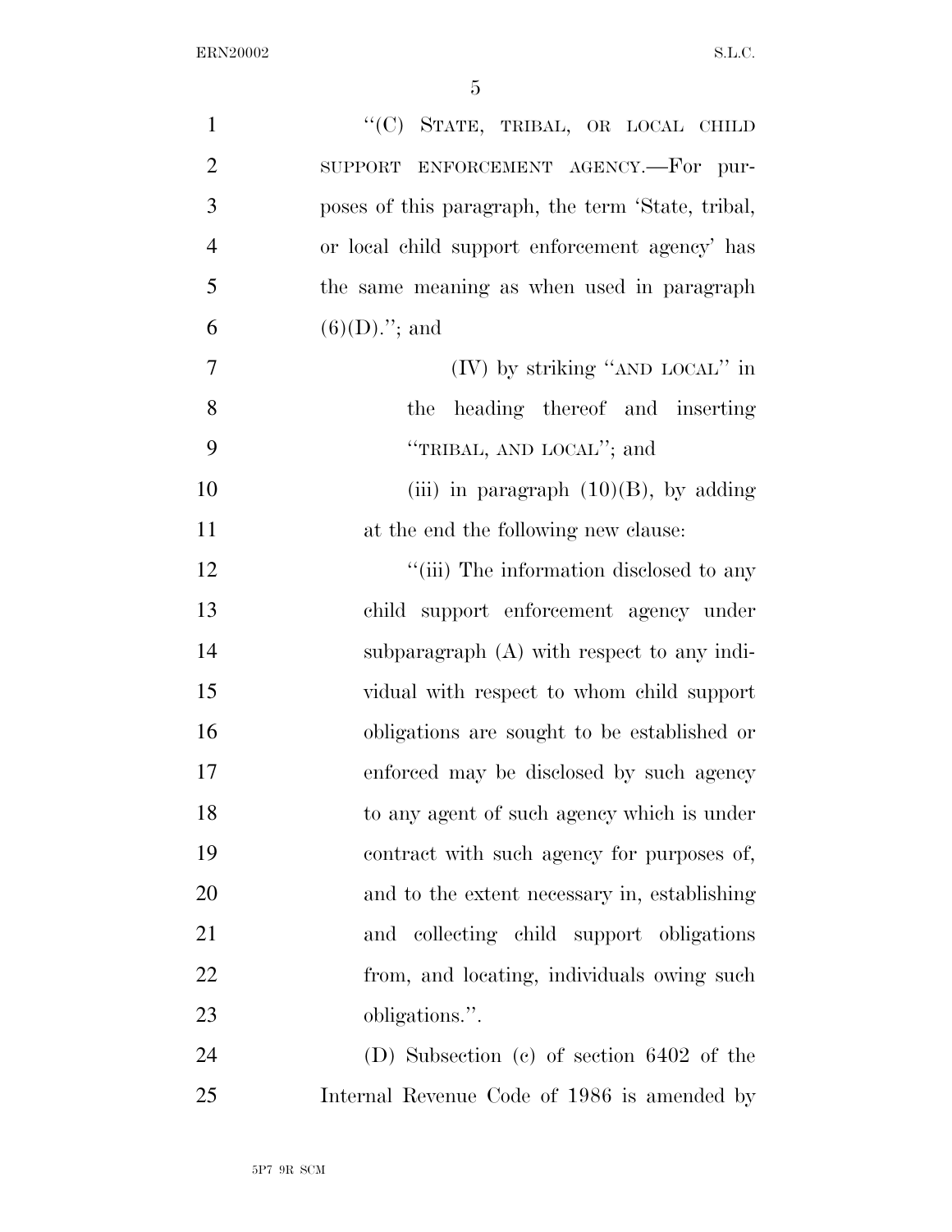"(C) STATE, TRIBAL, OR LOCAL CHILD SUPPORT ENFORCEMENT AGENCY.—For purposes of this paragraph, the term 'State, tribal, or local child support enforcement agency' has the same meaning as when used in paragraph (6)(D)."; and

(IV) by striking "AND LOCAL" in the heading thereof and inserting "TRIBAL, AND LOCAL"; and

(iii) in paragraph (10)(B), by adding at the end the following new clause:

"(iii) The information disclosed to any child support enforcement agency under subparagraph (A) with respect to any individual with respect to whom child support obligations are sought to be established or enforced may be disclosed by such agency to any agent of such agency which is under contract with such agency for purposes of, and to the extent necessary in, establishing and collecting child support obligations from, and locating, individuals owing such obligations.".

(D) Subsection (c) of section 6402 of the Internal Revenue Code of 1986 is amended by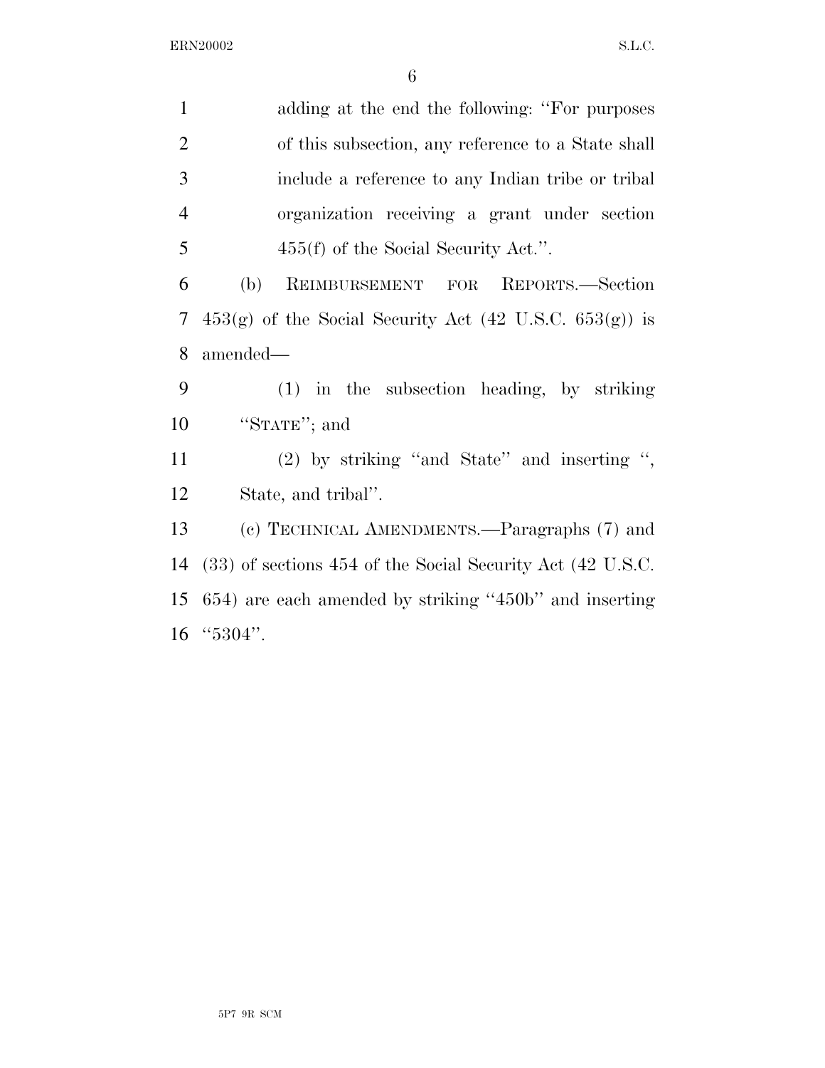adding at the end the following: ''For purposes of this subsection, any reference to a State shall include a reference to any Indian tribe or tribal organization receiving a grant under section 455(f) of the Social Security Act.''.

(b) REIMBURSEMENT FOR REPORTS.—Section 453(g) of the Social Security Act (42 U.S.C. 653(g)) is amended—

(1) in the subsection heading, by striking ''STATE''; and

(2) by striking ''and State'' and inserting '', State, and tribal''.

(c) TECHNICAL AMENDMENTS.—Paragraphs (7) and (33) of sections 454 of the Social Security Act (42 U.S.C. 654) are each amended by striking ''450b'' and inserting ''5304''.